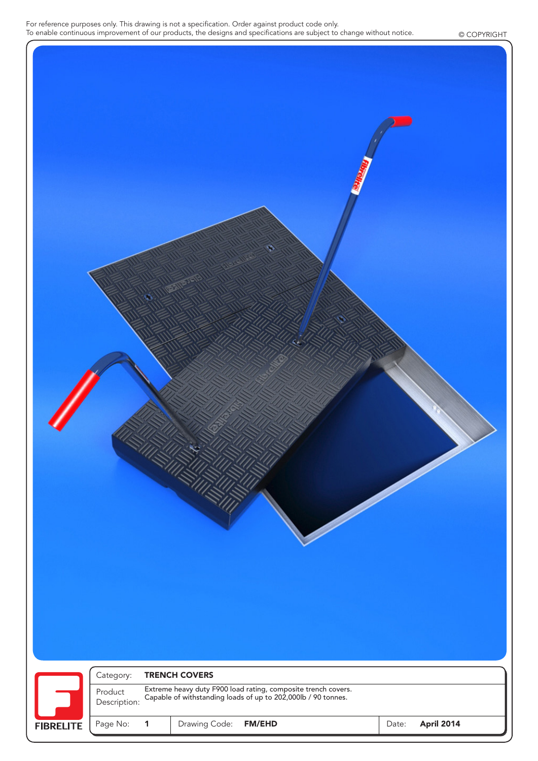For reference purposes only. This drawing is not a specification. Order against product code only.
To enable continuous improvement of our products, the designs and specifications are subject to change without notice.

© COPYRIGHT

| | |
|---|---|
| Category: | **TRENCH COVERS** |
| Product Description: | Extreme heavy duty F900 load rating, composite trench covers. Capable of withstanding loads of up to 202,000lb / 90 tonnes. |

| Page No: | **1** | Drawing Code: | **FM/EHD** | Date: | **April 2014** |
|---|---|---|---|---|---|

FIBRELITE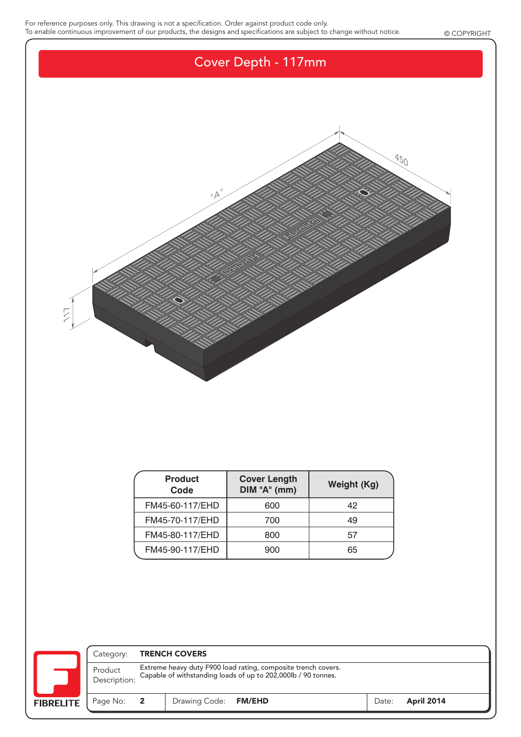For reference purposes only. This drawing is not a specification. Order against product code only.
To enable continuous improvement of our products, the designs and specifications are subject to change without notice.

© COPYRIGHT

# Cover Depth - 117mm

"A"

450

117

| Product Code | Cover Length DIM "A" (mm) | Weight (Kg) |
|---|---|---|
| FM45-60-117/EHD | 600 | 42 |
| FM45-70-117/EHD | 700 | 49 |
| FM45-80-117/EHD | 800 | 57 |
| FM45-90-117/EHD | 900 | 65 |

FIBRELITE

| | | | |
|---|---|---|---|
| Category: | **TRENCH COVERS** | | |
| Product Description: | Extreme heavy duty F900 load rating, composite trench covers. Capable of withstanding loads of up to 202,000lb / 90 tonnes. | | |
| Page No: **2** | Drawing Code: **FM/EHD** | Date: | **April 2014** |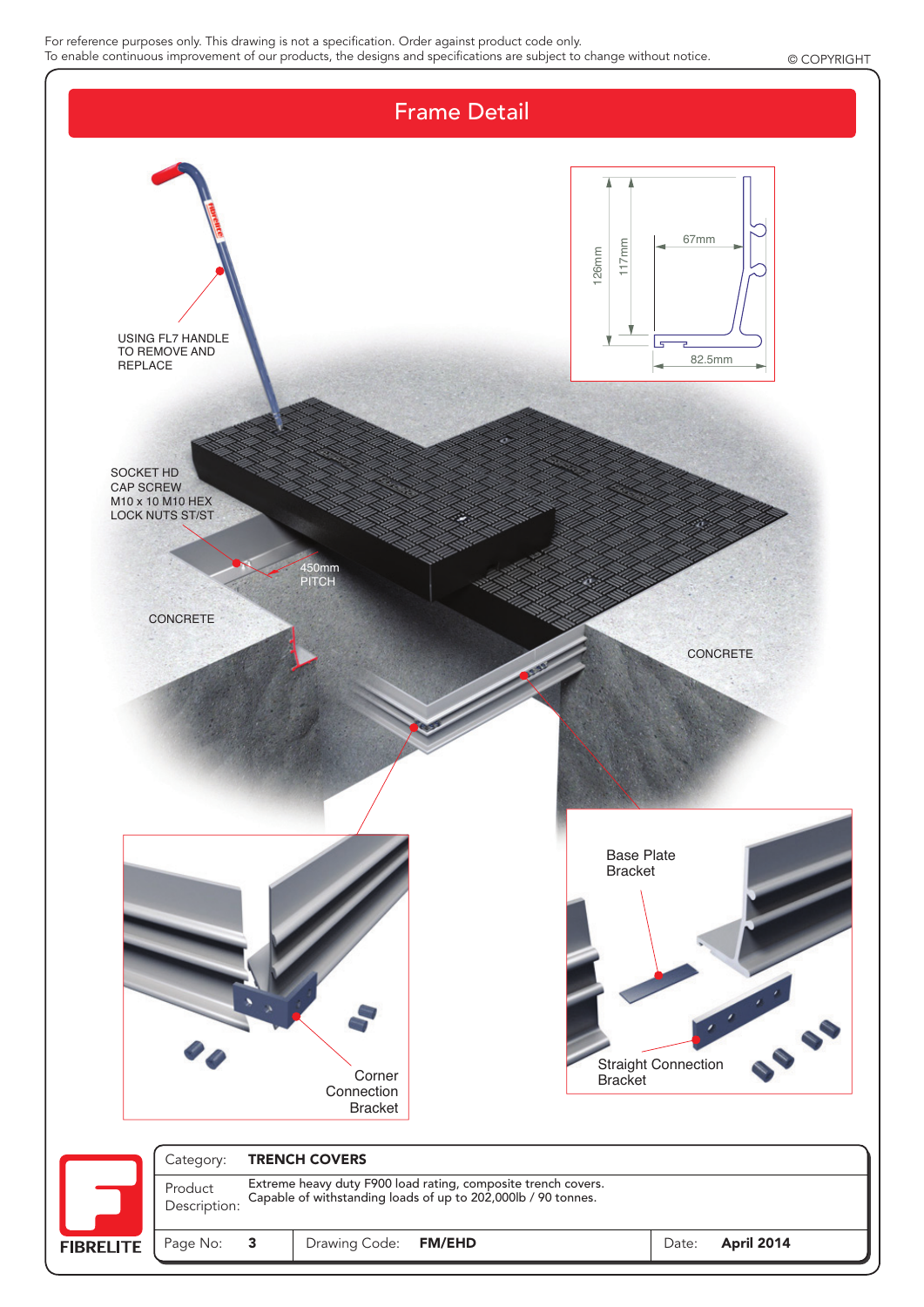For reference purposes only. This drawing is not a specification. Order against product code only.
To enable continuous improvement of our products, the designs and specifications are subject to change without notice.

© COPYRIGHT

# Frame Detail

USING FL7 HANDLE TO REMOVE AND REPLACE

SOCKET HD CAP SCREW M10 x 10 M10 HEX LOCK NUTS ST/ST

450mm PITCH

CONCRETE

CONCRETE

126mm

117mm

67mm

82.5mm

Base Plate Bracket

Straight Connection Bracket

Corner Connection Bracket

FIBRELITE

| Category: | TRENCH COVERS |
|---|---|
| Product Description: | Extreme heavy duty F900 load rating, composite trench covers. Capable of withstanding loads of up to 202,000lb / 90 tonnes. |

| Page No: 3 | Drawing Code: FM/EHD | Date: April 2014 |
|---|---|---|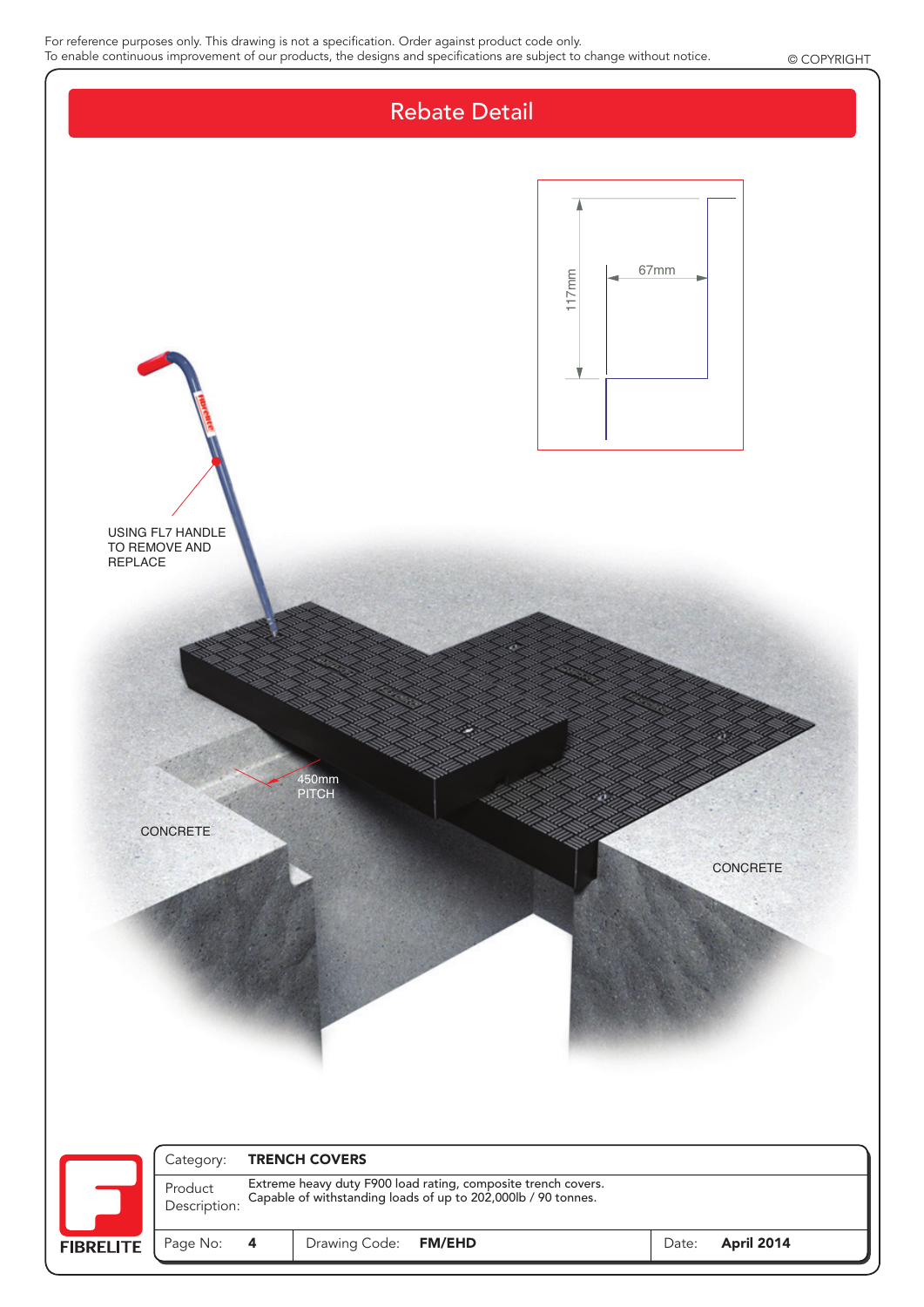For reference purposes only. This drawing is not a specification. Order against product code only.
To enable continuous improvement of our products, the designs and specifications are subject to change without notice.

© COPYRIGHT

# Rebate Detail

117mm

67mm

USING FL7 HANDLE TO REMOVE AND REPLACE

450mm PITCH

CONCRETE

CONCRETE

FIBRELITE

| | | | |
|---|---|---|---|
| Category: | **TRENCH COVERS** | | |
| Product Description: | Extreme heavy duty F900 load rating, composite trench covers. Capable of withstanding loads of up to 202,000lb / 90 tonnes. | | |
| Page No: **4** | Drawing Code: **FM/EHD** | Date: **April 2014** | |